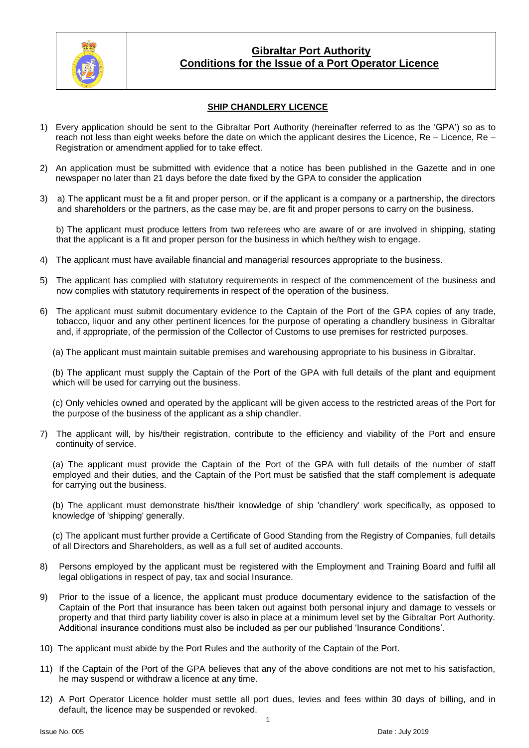# Gibraltar Port Authority
## Conditions for the Issue of a Port Operator Licence

### SHIP CHANDLERY LICENCE

1) Every application should be sent to the Gibraltar Port Authority (hereinafter referred to as the 'GPA') so as to reach not less than eight weeks before the date on which the applicant desires the Licence, Re – Licence, Re – Registration or amendment applied for to take effect.

2) An application must be submitted with evidence that a notice has been published in the Gazette and in one newspaper no later than 21 days before the date fixed by the GPA to consider the application

3) a) The applicant must be a fit and proper person, or if the applicant is a company or a partnership, the directors and shareholders or the partners, as the case may be, are fit and proper persons to carry on the business.

   b) The applicant must produce letters from two referees who are aware of or are involved in shipping, stating that the applicant is a fit and proper person for the business in which he/they wish to engage.

4) The applicant must have available financial and managerial resources appropriate to the business.

5) The applicant has complied with statutory requirements in respect of the commencement of the business and now complies with statutory requirements in respect of the operation of the business.

6) The applicant must submit documentary evidence to the Captain of the Port of the GPA copies of any trade, tobacco, liquor and any other pertinent licences for the purpose of operating a chandlery business in Gibraltar and, if appropriate, of the permission of the Collector of Customs to use premises for restricted purposes.

   (a) The applicant must maintain suitable premises and warehousing appropriate to his business in Gibraltar.

   (b) The applicant must supply the Captain of the Port of the GPA with full details of the plant and equipment which will be used for carrying out the business.

   (c) Only vehicles owned and operated by the applicant will be given access to the restricted areas of the Port for the purpose of the business of the applicant as a ship chandler.

7) The applicant will, by his/their registration, contribute to the efficiency and viability of the Port and ensure continuity of service.

   (a) The applicant must provide the Captain of the Port of the GPA with full details of the number of staff employed and their duties, and the Captain of the Port must be satisfied that the staff complement is adequate for carrying out the business.

   (b) The applicant must demonstrate his/their knowledge of ship 'chandlery' work specifically, as opposed to knowledge of 'shipping' generally.

   (c) The applicant must further provide a Certificate of Good Standing from the Registry of Companies, full details of all Directors and Shareholders, as well as a full set of audited accounts.

8) Persons employed by the applicant must be registered with the Employment and Training Board and fulfil all legal obligations in respect of pay, tax and social Insurance.

9) Prior to the issue of a licence, the applicant must produce documentary evidence to the satisfaction of the Captain of the Port that insurance has been taken out against both personal injury and damage to vessels or property and that third party liability cover is also in place at a minimum level set by the Gibraltar Port Authority. Additional insurance conditions must also be included as per our published 'Insurance Conditions'.

10) The applicant must abide by the Port Rules and the authority of the Captain of the Port.

11) If the Captain of the Port of the GPA believes that any of the above conditions are not met to his satisfaction, he may suspend or withdraw a licence at any time.

12) A Port Operator Licence holder must settle all port dues, levies and fees within 30 days of billing, and in default, the licence may be suspended or revoked.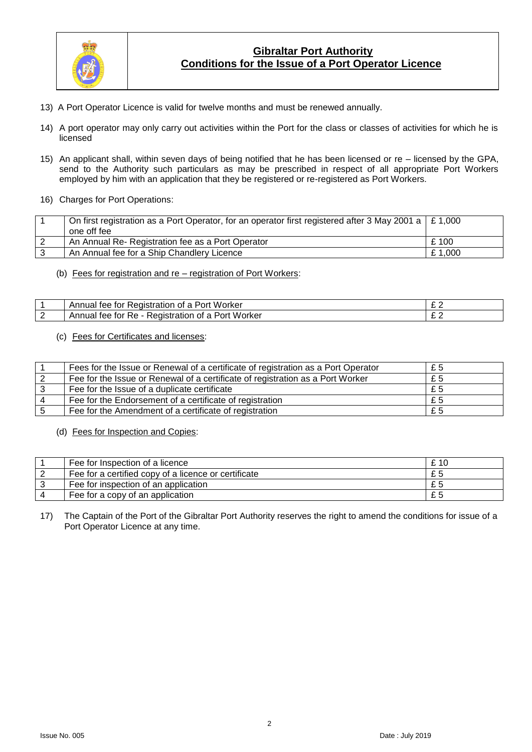13) A Port Operator Licence is valid for twelve months and must be renewed annually.

14) A port operator may only carry out activities within the Port for the class or classes of activities for which he is licensed

15) An applicant shall, within seven days of being notified that he has been licensed or re – licensed by the GPA, send to the Authority such particulars as may be prescribed in respect of all appropriate Port Workers employed by him with an application that they be registered or re-registered as Port Workers.

16) Charges for Port Operations:

| | | |
|---|---|---|
| 1 | On first registration as a Port Operator, for an operator first registered after 3 May 2001 a one off fee | £ 1,000 |
| 2 | An Annual Re- Registration fee as a Port Operator | £ 100 |
| 3 | An Annual fee for a Ship Chandlery Licence | £ 1,000 |

(b) Fees for registration and re – registration of Port Workers:

| | | |
|---|---|---|
| 1 | Annual fee for Registration of a Port Worker | £ 2 |
| 2 | Annual fee for Re - Registration of a Port Worker | £ 2 |

(c) Fees for Certificates and licenses:

| | | |
|---|---|---|
| 1 | Fees for the Issue or Renewal of a certificate of registration as a Port Operator | £ 5 |
| 2 | Fee for the Issue or Renewal of a certificate of registration as a Port Worker | £ 5 |
| 3 | Fee for the Issue of a duplicate certificate | £ 5 |
| 4 | Fee for the Endorsement of a certificate of registration | £ 5 |
| 5 | Fee for the Amendment of a certificate of registration | £ 5 |

(d) Fees for Inspection and Copies:

| | | |
|---|---|---|
| 1 | Fee for Inspection of a licence | £ 10 |
| 2 | Fee for a certified copy of a licence or certificate | £ 5 |
| 3 | Fee for inspection of an application | £ 5 |
| 4 | Fee for a copy of an application | £ 5 |

17) The Captain of the Port of the Gibraltar Port Authority reserves the right to amend the conditions for issue of a Port Operator Licence at any time.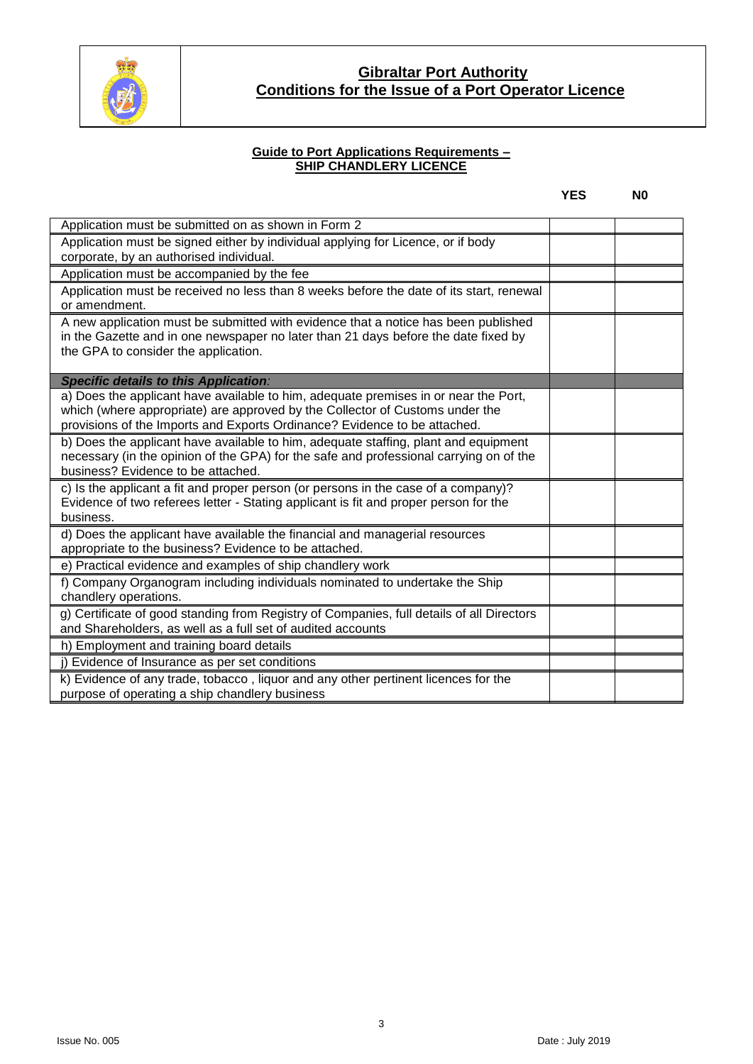## Gibraltar Port Authority
## Conditions for the Issue of a Port Operator Licence

**Guide to Port Applications Requirements –**
**SHIP CHANDLERY LICENCE**

| | YES | N0 |
|---|---|---|
| Application must be submitted on as shown in Form 2 | | |
| Application must be signed either by individual applying for Licence, or if body corporate, by an authorised individual. | | |
| Application must be accompanied by the fee | | |
| Application must be received no less than 8 weeks before the date of its start, renewal or amendment. | | |
| A new application must be submitted with evidence that a notice has been published in the Gazette and in one newspaper no later than 21 days before the date fixed by the GPA to consider the application. | | |
| ***Specific details to this Application:*** | | |
| a) Does the applicant have available to him, adequate premises in or near the Port, which (where appropriate) are approved by the Collector of Customs under the provisions of the Imports and Exports Ordinance? Evidence to be attached. | | |
| b) Does the applicant have available to him, adequate staffing, plant and equipment necessary (in the opinion of the GPA) for the safe and professional carrying on of the business? Evidence to be attached. | | |
| c) Is the applicant a fit and proper person (or persons in the case of a company)? Evidence of two referees letter - Stating applicant is fit and proper person for the business. | | |
| d) Does the applicant have available the financial and managerial resources appropriate to the business? Evidence to be attached. | | |
| e) Practical evidence and examples of ship chandlery work | | |
| f) Company Organogram including individuals nominated to undertake the Ship chandlery operations. | | |
| g) Certificate of good standing from Registry of Companies, full details of all Directors and Shareholders, as well as a full set of audited accounts | | |
| h) Employment and training board details | | |
| j) Evidence of Insurance as per set conditions | | |
| k) Evidence of any trade, tobacco , liquor and any other pertinent licences for the purpose of operating a ship chandlery business | | |

Issue No. 005 Date : July 2019